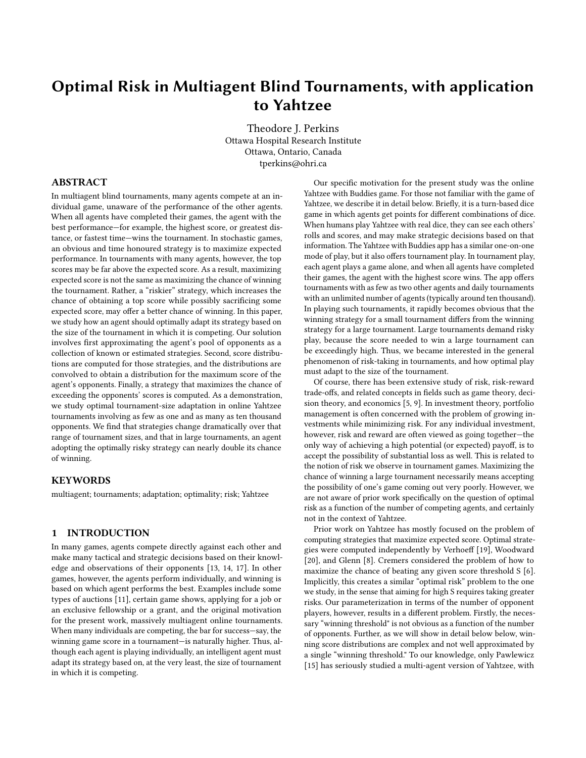# Optimal Risk in Multiagent Blind Tournaments, with application to Yahtzee

Theodore J. Perkins
Ottawa Hospital Research Institute
Ottawa, Ontario, Canada
tperkins@ohri.ca

## ABSTRACT

In multiagent blind tournaments, many agents compete at an individual game, unaware of the performance of the other agents. When all agents have completed their games, the agent with the best performance—for example, the highest score, or greatest distance, or fastest time—wins the tournament. In stochastic games, an obvious and time honoured strategy is to maximize expected performance. In tournaments with many agents, however, the top scores may be far above the expected score. As a result, maximizing expected score is not the same as maximizing the chance of winning the tournament. Rather, a "riskier" strategy, which increases the chance of obtaining a top score while possibly sacrificing some expected score, may offer a better chance of winning. In this paper, we study how an agent should optimally adapt its strategy based on the size of the tournament in which it is competing. Our solution involves first approximating the agent's pool of opponents as a collection of known or estimated strategies. Second, score distributions are computed for those strategies, and the distributions are convolved to obtain a distribution for the maximum score of the agent's opponents. Finally, a strategy that maximizes the chance of exceeding the opponents' scores is computed. As a demonstration, we study optimal tournament-size adaptation in online Yahtzee tournaments involving as few as one and as many as ten thousand opponents. We find that strategies change dramatically over that range of tournament sizes, and that in large tournaments, an agent adopting the optimally risky strategy can nearly double its chance of winning.

## KEYWORDS

multiagent; tournaments; adaptation; optimality; risk; Yahtzee

## 1 INTRODUCTION

In many games, agents compete directly against each other and make many tactical and strategic decisions based on their knowledge and observations of their opponents [13, 14, 17]. In other games, however, the agents perform individually, and winning is based on which agent performs the best. Examples include some types of auctions [11], certain game shows, applying for a job or an exclusive fellowship or a grant, and the original motivation for the present work, massively multiagent online tournaments. When many individuals are competing, the bar for success—say, the winning game score in a tournament—is naturally higher. Thus, although each agent is playing individually, an intelligent agent must adapt its strategy based on, at the very least, the size of tournament in which it is competing.

Our specific motivation for the present study was the online Yahtzee with Buddies game. For those not familiar with the game of Yahtzee, we describe it in detail below. Briefly, it is a turn-based dice game in which agents get points for different combinations of dice. When humans play Yahtzee with real dice, they can see each others' rolls and scores, and may make strategic decisions based on that information. The Yahtzee with Buddies app has a similar one-on-one mode of play, but it also offers tournament play. In tournament play, each agent plays a game alone, and when all agents have completed their games, the agent with the highest score wins. The app offers tournaments with as few as two other agents and daily tournaments with an unlimited number of agents (typically around ten thousand). In playing such tournaments, it rapidly becomes obvious that the winning strategy for a small tournament differs from the winning strategy for a large tournament. Large tournaments demand risky play, because the score needed to win a large tournament can be exceedingly high. Thus, we became interested in the general phenomenon of risk-taking in tournaments, and how optimal play must adapt to the size of the tournament.

Of course, there has been extensive study of risk, risk-reward trade-offs, and related concepts in fields such as game theory, decision theory, and economics [5, 9]. In investment theory, portfolio management is often concerned with the problem of growing investments while minimizing risk. For any individual investment, however, risk and reward are often viewed as going together—the only way of achieving a high potential (or expected) payoff, is to accept the possibility of substantial loss as well. This is related to the notion of risk we observe in tournament games. Maximizing the chance of winning a large tournament necessarily means accepting the possibility of one's game coming out very poorly. However, we are not aware of prior work specifically on the question of optimal risk as a function of the number of competing agents, and certainly not in the context of Yahtzee.

Prior work on Yahtzee has mostly focused on the problem of computing strategies that maximize expected score. Optimal strategies were computed independently by Verhoeff [19], Woodward [20], and Glenn [8]. Cremers considered the problem of how to maximize the chance of beating any given score threshold S [6]. Implicitly, this creates a similar "optimal risk" problem to the one we study, in the sense that aiming for high S requires taking greater risks. Our parameterization in terms of the number of opponent players, however, results in a different problem. Firstly, the necessary "winning threshold" is not obvious as a function of the number of opponents. Further, as we will show in detail below below, winning score distributions are complex and not well approximated by a single "winning threshold." To our knowledge, only Pawlewicz [15] has seriously studied a multi-agent version of Yahtzee, with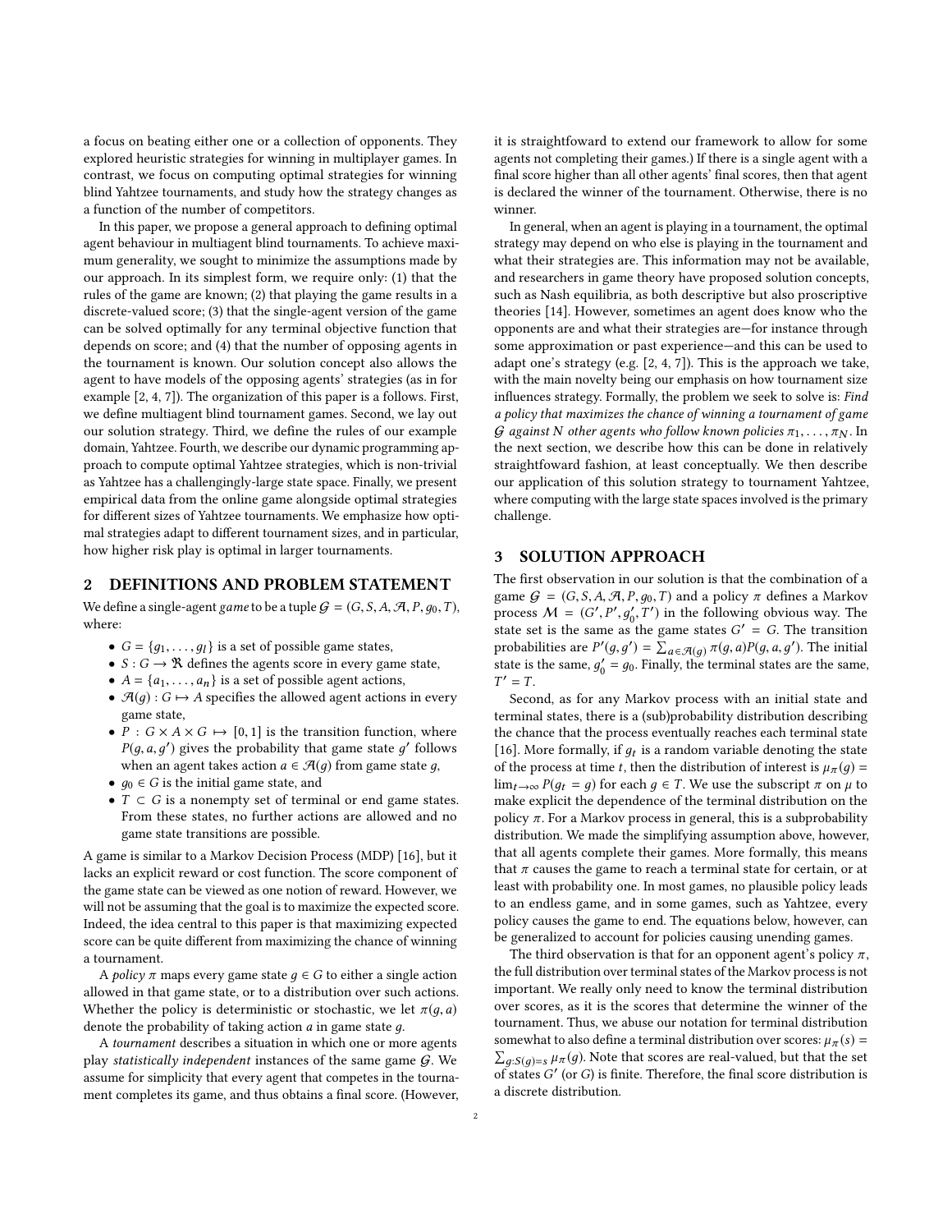a focus on beating either one or a collection of opponents. They explored heuristic strategies for winning in multiplayer games. In contrast, we focus on computing optimal strategies for winning blind Yahtzee tournaments, and study how the strategy changes as a function of the number of competitors.

In this paper, we propose a general approach to defining optimal agent behaviour in multiagent blind tournaments. To achieve maximum generality, we sought to minimize the assumptions made by our approach. In its simplest form, we require only: (1) that the rules of the game are known; (2) that playing the game results in a discrete-valued score; (3) that the single-agent version of the game can be solved optimally for any terminal objective function that depends on score; and (4) that the number of opposing agents in the tournament is known. Our solution concept also allows the agent to have models of the opposing agents' strategies (as in for example [2, 4, 7]). The organization of this paper is a follows. First, we define multiagent blind tournament games. Second, we lay out our solution strategy. Third, we define the rules of our example domain, Yahtzee. Fourth, we describe our dynamic programming approach to compute optimal Yahtzee strategies, which is non-trivial as Yahtzee has a challengingly-large state space. Finally, we present empirical data from the online game alongside optimal strategies for different sizes of Yahtzee tournaments. We emphasize how optimal strategies adapt to different tournament sizes, and in particular, how higher risk play is optimal in larger tournaments.

## 2 DEFINITIONS AND PROBLEM STATEMENT

We define a single-agent *game* to be a tuple $\mathcal{G} = (G, S, A, \mathcal{A}, P, g_0, T)$, where:

- $G = \{g_1, \ldots, g_l\}$ is a set of possible game states,
- $S : G \rightarrow \Re$ defines the agents score in every game state,
- $A = \{a_1, \ldots, a_n\}$ is a set of possible agent actions,
- $\mathcal{A}(g) : G \mapsto A$ specifies the allowed agent actions in every game state,
- $P : G \times A \times G \mapsto [0, 1]$ is the transition function, where $P(g, a, g')$ gives the probability that game state $g'$ follows when an agent takes action $a \in \mathcal{A}(g)$ from game state $g$,
- $g_0 \in G$ is the initial game state, and
- $T \subset G$ is a nonempty set of terminal or end game states. From these states, no further actions are allowed and no game state transitions are possible.

A game is similar to a Markov Decision Process (MDP) [16], but it lacks an explicit reward or cost function. The score component of the game state can be viewed as one notion of reward. However, we will not be assuming that the goal is to maximize the expected score. Indeed, the idea central to this paper is that maximizing expected score can be quite different from maximizing the chance of winning a tournament.

A *policy* $\pi$ maps every game state $g \in G$ to either a single action allowed in that game state, or to a distribution over such actions. Whether the policy is deterministic or stochastic, we let $\pi(g, a)$ denote the probability of taking action $a$ in game state $g$.

A *tournament* describes a situation in which one or more agents play *statistically independent* instances of the same game $\mathcal{G}$. We assume for simplicity that every agent that competes in the tournament completes its game, and thus obtains a final score. (However, it is straightfoward to extend our framework to allow for some agents not completing their games.) If there is a single agent with a final score higher than all other agents' final scores, then that agent is declared the winner of the tournament. Otherwise, there is no winner.

In general, when an agent is playing in a tournament, the optimal strategy may depend on who else is playing in the tournament and what their strategies are. This information may not be available, and researchers in game theory have proposed solution concepts, such as Nash equilibria, as both descriptive but also proscriptive theories [14]. However, sometimes an agent does know who the opponents are and what their strategies are—for instance through some approximation or past experience—and this can be used to adapt one's strategy (e.g. [2, 4, 7]). This is the approach we take, with the main novelty being our emphasis on how tournament size influences strategy. Formally, the problem we seek to solve is: *Find a policy that maximizes the chance of winning a tournament of game $\mathcal{G}$ against $N$ other agents who follow known policies $\pi_1, \ldots, \pi_N$.* In the next section, we describe how this can be done in relatively straightfoward fashion, at least conceptually. We then describe our application of this solution strategy to tournament Yahtzee, where computing with the large state spaces involved is the primary challenge.

## 3 SOLUTION APPROACH

The first observation in our solution is that the combination of a game $\mathcal{G} = (G, S, A, \mathcal{A}, P, g_0, T)$ and a policy $\pi$ defines a Markov process $\mathcal{M} = (G', P', g'_0, T')$ in the following obvious way. The state set is the same as the game states $G' = G$. The transition probabilities are $P'(g, g') = \sum_{a \in \mathcal{A}(g)} \pi(g, a) P(g, a, g')$. The initial state is the same, $g'_0 = g_0$. Finally, the terminal states are the same, $T' = T$.

Second, as for any Markov process with an initial state and terminal states, there is a (sub)probability distribution describing the chance that the process eventually reaches each terminal state [16]. More formally, if $g_t$ is a random variable denoting the state of the process at time $t$, then the distribution of interest is $\mu_\pi(g) = \lim_{t \to \infty} P(g_t = g)$ for each $g \in T$. We use the subscript $\pi$ on $\mu$ to make explicit the dependence of the terminal distribution on the policy $\pi$. For a Markov process in general, this is a subprobability distribution. We made the simplifying assumption above, however, that all agents complete their games. More formally, this means that $\pi$ causes the game to reach a terminal state for certain, or at least with probability one. In most games, no plausible policy leads to an endless game, and in some games, such as Yahtzee, every policy causes the game to end. The equations below, however, can be generalized to account for policies causing unending games.

The third observation is that for an opponent agent's policy $\pi$, the full distribution over terminal states of the Markov process is not important. We really only need to know the terminal distribution over scores, as it is the scores that determine the winner of the tournament. Thus, we abuse our notation for terminal distribution somewhat to also define a terminal distribution over scores: $\mu_\pi(s) = \sum_{g : S(g) = s} \mu_\pi(g)$. Note that scores are real-valued, but that the set of states $G'$ (or $G$) is finite. Therefore, the final score distribution is a discrete distribution.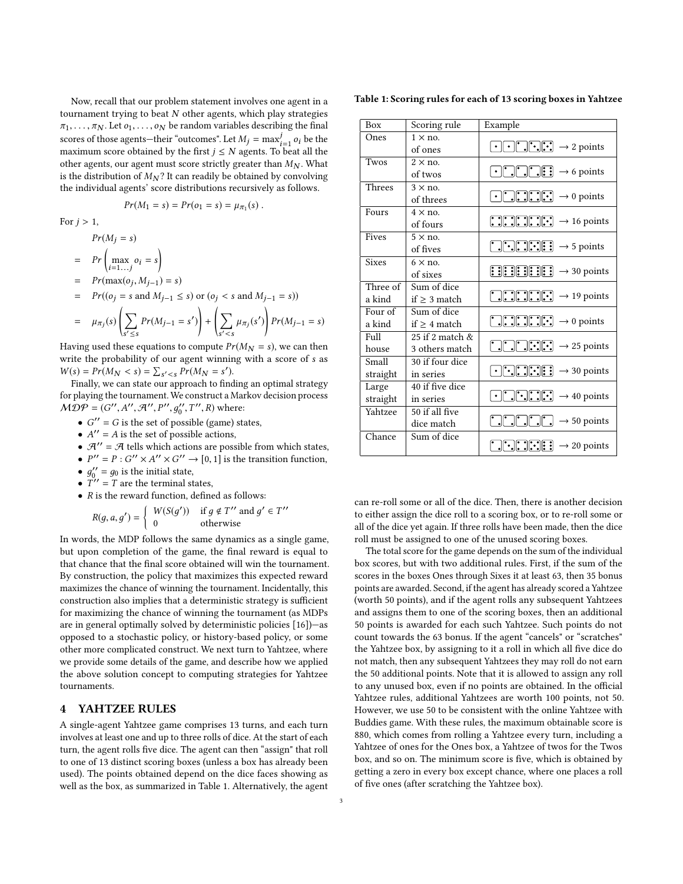Now, recall that our problem statement involves one agent in a tournament trying to beat $N$ other agents, which play strategies $\pi_1, \ldots, \pi_N$. Let $o_1, \ldots, o_N$ be random variables describing the final scores of those agents—their "outcomes". Let $M_j = \max_{i=1}^{j} o_i$ be the maximum score obtained by the first $j \leq N$ agents. To beat all the other agents, our agent must score strictly greater than $M_N$. What is the distribution of $M_N$? It can readily be obtained by convolving the individual agents' score distributions recursively as follows.

$$Pr(M_1 = s) = Pr(o_1 = s) = \mu_{\pi_1}(s) .$$

For $j > 1$,

$$\begin{aligned}
& Pr(M_j = s) \\
= \quad & Pr\left(\max_{i=1\ldots j} o_i = s\right) \\
= \quad & Pr(\max(o_j, M_{j-1}) = s) \\
= \quad & Pr((o_j = s \text{ and } M_{j-1} \leq s) \text{ or } (o_j < s \text{ and } M_{j-1} = s)) \\
= \quad & \mu_{\pi_j}(s)\left(\sum_{s' \leq s} Pr(M_{j-1} = s')\right) + \left(\sum_{s' < s} \mu_{\pi_j}(s')\right) Pr(M_{j-1} = s)
\end{aligned}$$

Having used these equations to compute $Pr(M_N = s)$, we can then write the probability of our agent winning with a score of $s$ as $W(s) = Pr(M_N < s) = \sum_{s' < s} Pr(M_N = s')$.

Finally, we can state our approach to finding an optimal strategy for playing the tournament. We construct a Markov decision process $\mathcal{MDP} = (G'', A'', \mathcal{A}'', P'', g_0'', T'', R)$ where:

- $G'' = G$ is the set of possible (game) states,
- $A'' = A$ is the set of possible actions,
- $\mathcal{A}'' = \mathcal{A}$ tells which actions are possible from which states,
- $P'' = P : G'' \times A'' \times G'' \to [0, 1]$ is the transition function,
- $g_0'' = g_0$ is the initial state,
- $T'' = T$ are the terminal states,
- $R$ is the reward function, defined as follows:

$$R(g, a, g') = \begin{cases} W(S(g')) & \text{if } g \notin T'' \text{ and } g' \in T'' \\ 0 & \text{otherwise} \end{cases}$$

In words, the MDP follows the same dynamics as a single game, but upon completion of the game, the final reward is equal to that chance that the final score obtained will win the tournament. By construction, the policy that maximizes this expected reward maximizes the chance of winning the tournament. Incidentally, this construction also implies that a deterministic strategy is sufficient for maximizing the chance of winning the tournament (as MDPs are in general optimally solved by deterministic policies [16])—as opposed to a stochastic policy, or history-based policy, or some other more complicated construct. We next turn to Yahtzee, where we provide some details of the game, and describe how we applied the above solution concept to computing strategies for Yahtzee tournaments.

## 4 YAHTZEE RULES

A single-agent Yahtzee game comprises 13 turns, and each turn involves at least one and up to three rolls of dice. At the start of each turn, the agent rolls five dice. The agent can then "assign" that roll to one of 13 distinct scoring boxes (unless a box has already been used). The points obtained depend on the dice faces showing as well as the box, as summarized in Table 1. Alternatively, the agent can re-roll some or all of the dice. Then, there is another decision to either assign the dice roll to a scoring box, or to re-roll some or all of the dice yet again. If three rolls have been made, then the dice roll must be assigned to one of the unused scoring boxes.

**Table 1: Scoring rules for each of 13 scoring boxes in Yahtzee**

| Box | Scoring rule | Example |
|---|---|---|
| Ones | 1 × no. of ones | ⚀⚀⚁⚃⚄ → 2 points |
| Twos | 2 × no. of twos | ⚀⚁⚁⚁⚅ → 6 points |
| Threes | 3 × no. of threes | ⚀⚁⚃⚃⚄ → 0 points |
| Fours | 4 × no. of fours | ⚃⚃⚃⚃⚄ → 16 points |
| Fives | 5 × no. of fives | ⚁⚃⚃⚄⚅ → 5 points |
| Sixes | 6 × no. of sixes | ⚅⚅⚅⚅⚅ → 30 points |
| Three of a kind | Sum of dice if ≥ 3 match | ⚁⚃⚃⚃⚄ → 19 points |
| Four of a kind | Sum of dice if ≥ 4 match | ⚁⚃⚃⚃⚄ → 0 points |
| Full house | 25 if 2 match & 3 others match | ⚁⚁⚄⚄⚄ → 25 points |
| Small straight | 30 if four dice in series | ⚀⚂⚃⚄⚅ → 30 points |
| Large straight | 40 if five dice in series | ⚀⚁⚂⚃⚄ → 40 points |
| Yahtzee | 50 if all five dice match | ⚁⚁⚁⚁⚁ → 50 points |
| Chance | Sum of dice | ⚁⚂⚃⚄⚅ → 20 points |

The total score for the game depends on the sum of the individual box scores, but with two additional rules. First, if the sum of the scores in the boxes Ones through Sixes it at least 63, then 35 bonus points are awarded. Second, if the agent has already scored a Yahtzee (worth 50 points), and if the agent rolls any subsequent Yahtzees and assigns them to one of the scoring boxes, then an additional 50 points is awarded for each such Yahtzee. Such points do not count towards the 63 bonus. If the agent "cancels" or "scratches" the Yahtzee box, by assigning to it a roll in which all five dice do not match, then any subsequent Yahtzees they may roll do not earn the 50 additional points. Note that it is allowed to assign any roll to any unused box, even if no points are obtained. In the official Yahtzee rules, additional Yahtzees are worth 100 points, not 50. However, we use 50 to be consistent with the online Yahtzee with Buddies game. With these rules, the maximum obtainable score is 880, which comes from rolling a Yahtzee every turn, including a Yahtzee of ones for the Ones box, a Yahtzee of twos for the Twos box, and so on. The minimum score is five, which is obtained by getting a zero in every box except chance, where one places a roll of five ones (after scratching the Yahtzee box).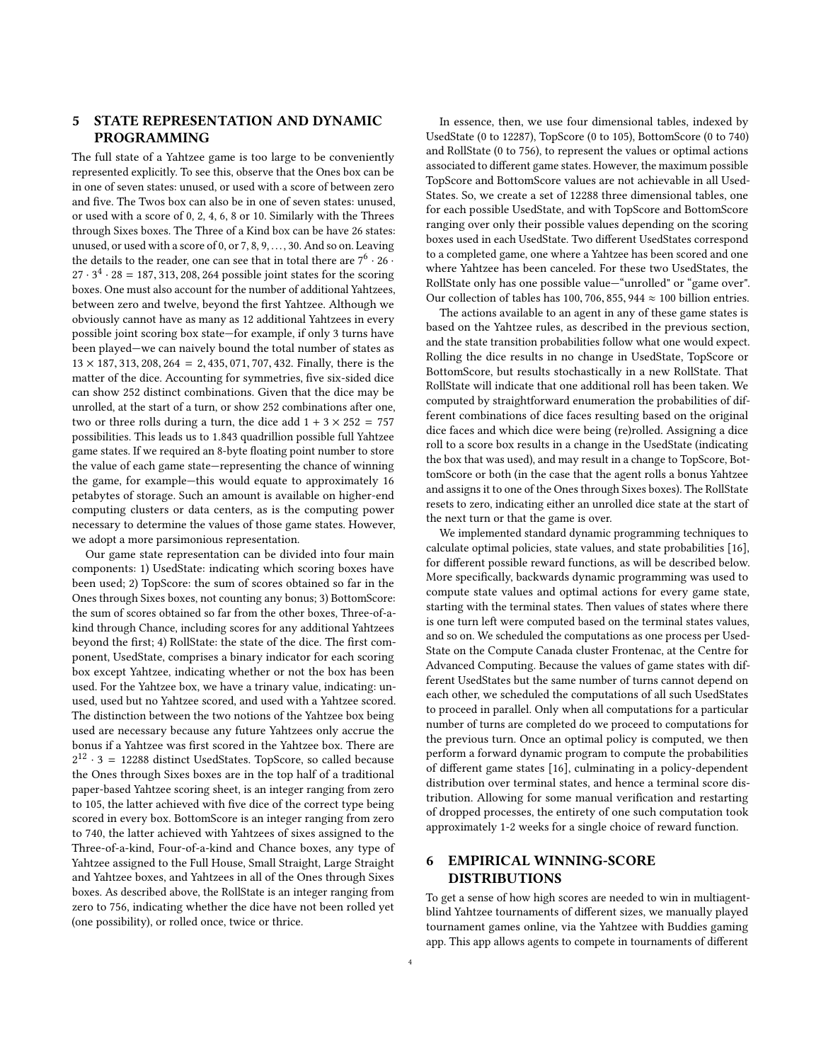## 5 STATE REPRESENTATION AND DYNAMIC PROGRAMMING

The full state of a Yahtzee game is too large to be conveniently represented explicitly. To see this, observe that the Ones box can be in one of seven states: unused, or used with a score of between zero and five. The Twos box can also be in one of seven states: unused, or used with a score of 0, 2, 4, 6, 8 or 10. Similarly with the Threes through Sixes boxes. The Three of a Kind box can be have 26 states: unused, or used with a score of 0, or 7, 8, 9, . . . , 30. And so on. Leaving the details to the reader, one can see that in total there are $7^6 \cdot 26 \cdot 27 \cdot 3^4 \cdot 28 = 187,313,208,264$ possible joint states for the scoring boxes. One must also account for the number of additional Yahtzees, between zero and twelve, beyond the first Yahtzee. Although we obviously cannot have as many as 12 additional Yahtzees in every possible joint scoring box state—for example, if only 3 turns have been played—we can naively bound the total number of states as $13 \times 187,313,208,264 = 2,435,071,707,432$. Finally, there is the matter of the dice. Accounting for symmetries, five six-sided dice can show 252 distinct combinations. Given that the dice may be unrolled, at the start of a turn, or show 252 combinations after one, two or three rolls during a turn, the dice add $1 + 3 \times 252 = 757$ possibilities. This leads us to 1.843 quadrillion possible full Yahtzee game states. If we required an 8-byte floating point number to store the value of each game state—representing the chance of winning the game, for example—this would equate to approximately 16 petabytes of storage. Such an amount is available on higher-end computing clusters or data centers, as is the computing power necessary to determine the values of those game states. However, we adopt a more parsimonious representation.

Our game state representation can be divided into four main components: 1) UsedState: indicating which scoring boxes have been used; 2) TopScore: the sum of scores obtained so far in the Ones through Sixes boxes, not counting any bonus; 3) BottomScore: the sum of scores obtained so far from the other boxes, Three-of-a-kind through Chance, including scores for any additional Yahtzees beyond the first; 4) RollState: the state of the dice. The first component, UsedState, comprises a binary indicator for each scoring box except Yahtzee, indicating whether or not the box has been used. For the Yahtzee box, we have a trinary value, indicating: unused, used but no Yahtzee scored, and used with a Yahtzee scored. The distinction between the two notions of the Yahtzee box being used are necessary because any future Yahtzees only accrue the bonus if a Yahtzee was first scored in the Yahtzee box. There are $2^{12} \cdot 3 = 12288$ distinct UsedStates. TopScore, so called because the Ones through Sixes boxes are in the top half of a traditional paper-based Yahtzee scoring sheet, is an integer ranging from zero to 105, the latter achieved with five dice of the correct type being scored in every box. BottomScore is an integer ranging from zero to 740, the latter achieved with Yahtzees of sixes assigned to the Three-of-a-kind, Four-of-a-kind and Chance boxes, any type of Yahtzee assigned to the Full House, Small Straight, Large Straight and Yahtzee boxes, and Yahtzees in all of the Ones through Sixes boxes. As described above, the RollState is an integer ranging from zero to 756, indicating whether the dice have not been rolled yet (one possibility), or rolled once, twice or thrice.

In essence, then, we use four dimensional tables, indexed by UsedState (0 to 12287), TopScore (0 to 105), BottomScore (0 to 740) and RollState (0 to 756), to represent the values or optimal actions associated to different game states. However, the maximum possible TopScore and BottomScore values are not achievable in all UsedStates. So, we create a set of 12288 three dimensional tables, one for each possible UsedState, and with TopScore and BottomScore ranging over only their possible values depending on the scoring boxes used in each UsedState. Two different UsedStates correspond to a completed game, one where a Yahtzee has been scored and one where Yahtzee has been canceled. For these two UsedStates, the RollState only has one possible value—"unrolled" or "game over". Our collection of tables has $100,706,855,944 \approx 100$ billion entries.

The actions available to an agent in any of these game states is based on the Yahtzee rules, as described in the previous section, and the state transition probabilities follow what one would expect. Rolling the dice results in no change in UsedState, TopScore or BottomScore, but results stochastically in a new RollState. That RollState will indicate that one additional roll has been taken. We computed by straightforward enumeration the probabilities of different combinations of dice faces resulting based on the original dice faces and which dice were being (re)rolled. Assigning a dice roll to a score box results in a change in the UsedState (indicating the box that was used), and may result in a change to TopScore, BottomScore or both (in the case that the agent rolls a bonus Yahtzee and assigns it to one of the Ones through Sixes boxes). The RollState resets to zero, indicating either an unrolled dice state at the start of the next turn or that the game is over.

We implemented standard dynamic programming techniques to calculate optimal policies, state values, and state probabilities [16], for different possible reward functions, as will be described below. More specifically, backwards dynamic programming was used to compute state values and optimal actions for every game state, starting with the terminal states. Then values of states where there is one turn left were computed based on the terminal states values, and so on. We scheduled the computations as one process per UsedState on the Compute Canada cluster Frontenac, at the Centre for Advanced Computing. Because the values of game states with different UsedStates but the same number of turns cannot depend on each other, we scheduled the computations of all such UsedStates to proceed in parallel. Only when all computations for a particular number of turns are completed do we proceed to computations for the previous turn. Once an optimal policy is computed, we then perform a forward dynamic program to compute the probabilities of different game states [16], culminating in a policy-dependent distribution over terminal states, and hence a terminal score distribution. Allowing for some manual verification and restarting of dropped processes, the entirety of one such computation took approximately 1-2 weeks for a single choice of reward function.

## 6 EMPIRICAL WINNING-SCORE DISTRIBUTIONS

To get a sense of how high scores are needed to win in multiagent-blind Yahtzee tournaments of different sizes, we manually played tournament games online, via the Yahtzee with Buddies gaming app. This app allows agents to compete in tournaments of different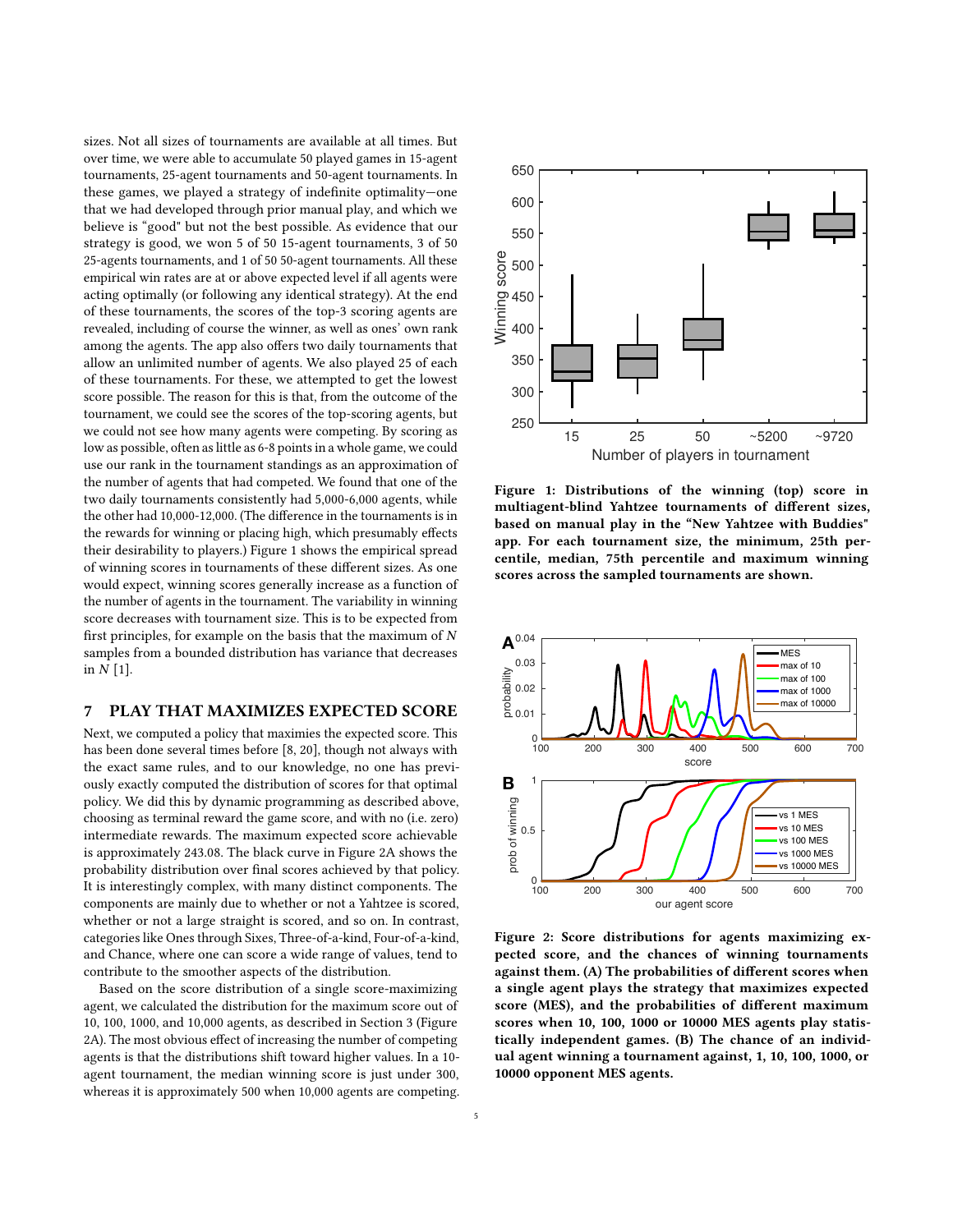sizes. Not all sizes of tournaments are available at all times. But over time, we were able to accumulate 50 played games in 15-agent tournaments, 25-agent tournaments and 50-agent tournaments. In these games, we played a strategy of indefinite optimality—one that we had developed through prior manual play, and which we believe is "good" but not the best possible. As evidence that our strategy is good, we won 5 of 50 15-agent tournaments, 3 of 50 25-agents tournaments, and 1 of 50 50-agent tournaments. All these empirical win rates are at or above expected level if all agents were acting optimally (or following any identical strategy). At the end of these tournaments, the scores of the top-3 scoring agents are revealed, including of course the winner, as well as ones' own rank among the agents. The app also offers two daily tournaments that allow an unlimited number of agents. We also played 25 of each of these tournaments. For these, we attempted to get the lowest score possible. The reason for this is that, from the outcome of the tournament, we could see the scores of the top-scoring agents, but we could not see how many agents were competing. By scoring as low as possible, often as little as 6-8 points in a whole game, we could use our rank in the tournament standings as an approximation of the number of agents that had competed. We found that one of the two daily tournaments consistently had 5,000-6,000 agents, while the other had 10,000-12,000. (The difference in the tournaments is in the rewards for winning or placing high, which presumably effects their desirability to players.) Figure 1 shows the empirical spread of winning scores in tournaments of these different sizes. As one would expect, winning scores generally increase as a function of the number of agents in the tournament. The variability in winning score decreases with tournament size. This is to be expected from first principles, for example on the basis that the maximum of $N$ samples from a bounded distribution has variance that decreases in $N$ [1].

## 7 PLAY THAT MAXIMIZES EXPECTED SCORE

Next, we computed a policy that maximies the expected score. This has been done several times before [8, 20], though not always with the exact same rules, and to our knowledge, no one has previously exactly computed the distribution of scores for that optimal policy. We did this by dynamic programming as described above, choosing as terminal reward the game score, and with no (i.e. zero) intermediate rewards. The maximum expected score achievable is approximately 243.08. The black curve in Figure 2A shows the probability distribution over final scores achieved by that policy. It is interestingly complex, with many distinct components. The components are mainly due to whether or not a Yahtzee is scored, whether or not a large straight is scored, and so on. In contrast, categories like Ones through Sixes, Three-of-a-kind, Four-of-a-kind, and Chance, where one can score a wide range of values, tend to contribute to the smoother aspects of the distribution.

Based on the score distribution of a single score-maximizing agent, we calculated the distribution for the maximum score out of 10, 100, 1000, and 10,000 agents, as described in Section 3 (Figure 2A). The most obvious effect of increasing the number of competing agents is that the distributions shift toward higher values. In a 10-agent tournament, the median winning score is just under 300, whereas it is approximately 500 when 10,000 agents are competing.

**Figure 1: Distributions of the winning (top) score in multiagent-blind Yahtzee tournaments of different sizes, based on manual play in the "New Yahtzee with Buddies" app. For each tournament size, the minimum, 25th percentile, median, 75th percentile and maximum winning scores across the sampled tournaments are shown.**

**Figure 2: Score distributions for agents maximizing expected score, and the chances of winning tournaments against them. (A) The probabilities of different scores when a single agent plays the strategy that maximizes expected score (MES), and the probabilities of different maximum scores when 10, 100, 1000 or 10000 MES agents play statistically independent games. (B) The chance of an individual agent winning a tournament against, 1, 10, 100, 1000, or 10000 opponent MES agents.**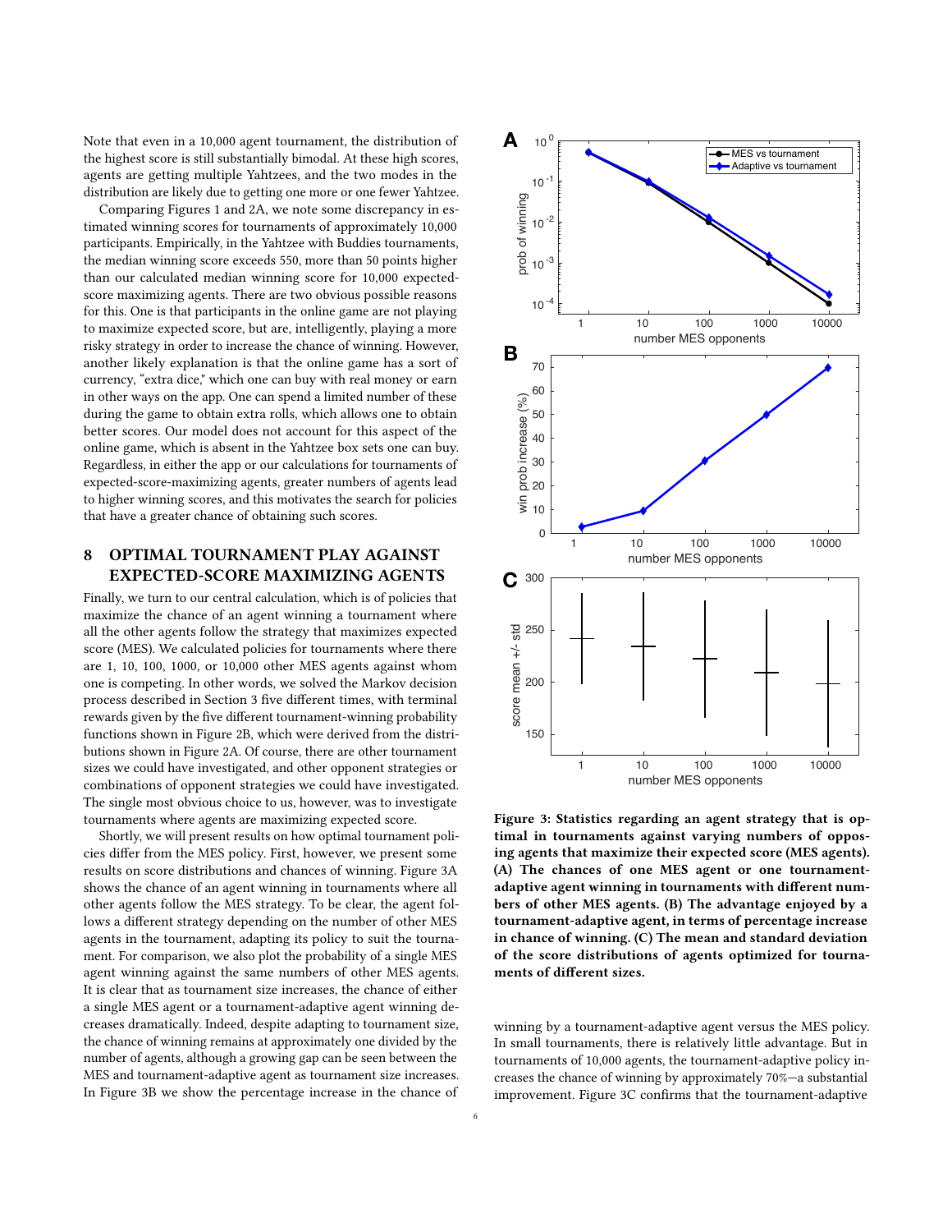Note that even in a 10,000 agent tournament, the distribution of the highest score is still substantially bimodal. At these high scores, agents are getting multiple Yahtzees, and the two modes in the distribution are likely due to getting one more or one fewer Yahtzee.

Comparing Figures 1 and 2A, we note some discrepancy in estimated winning scores for tournaments of approximately 10,000 participants. Empirically, in the Yahtzee with Buddies tournaments, the median winning score exceeds 550, more than 50 points higher than our calculated median winning score for 10,000 expected-score maximizing agents. There are two obvious possible reasons for this. One is that participants in the online game are not playing to maximize expected score, but are, intelligently, playing a more risky strategy in order to increase the chance of winning. However, another likely explanation is that the online game has a sort of currency, "extra dice," which one can buy with real money or earn in other ways on the app. One can spend a limited number of these during the game to obtain extra rolls, which allows one to obtain better scores. Our model does not account for this aspect of the online game, which is absent in the Yahtzee box sets one can buy. Regardless, in either the app or our calculations for tournaments of expected-score-maximizing agents, greater numbers of agents lead to higher winning scores, and this motivates the search for policies that have a greater chance of obtaining such scores.

# 8 OPTIMAL TOURNAMENT PLAY AGAINST EXPECTED-SCORE MAXIMIZING AGENTS

Finally, we turn to our central calculation, which is of policies that maximize the chance of an agent winning a tournament where all the other agents follow the strategy that maximizes expected score (MES). We calculated policies for tournaments where there are 1, 10, 100, 1000, or 10,000 other MES agents against whom one is competing. In other words, we solved the Markov decision process described in Section 3 five different times, with terminal rewards given by the five different tournament-winning probability functions shown in Figure 2B, which were derived from the distributions shown in Figure 2A. Of course, there are other tournament sizes we could have investigated, and other opponent strategies or combinations of opponent strategies we could have investigated. The single most obvious choice to us, however, was to investigate tournaments where agents are maximizing expected score.

Shortly, we will present results on how optimal tournament policies differ from the MES policy. First, however, we present some results on score distributions and chances of winning. Figure 3A shows the chance of an agent winning in tournaments where all other agents follow the MES strategy. To be clear, the agent follows a different strategy depending on the number of other MES agents in the tournament, adapting its policy to suit the tournament. For comparison, we also plot the probability of a single MES agent winning against the same numbers of other MES agents. It is clear that as tournament size increases, the chance of either a single MES agent or a tournament-adaptive agent winning decreases dramatically. Indeed, despite adapting to tournament size, the chance of winning remains at approximately one divided by the number of agents, although a growing gap can be seen between the MES and tournament-adaptive agent as tournament size increases. In Figure 3B we show the percentage increase in the chance of winning by a tournament-adaptive agent versus the MES policy. In small tournaments, there is relatively little advantage. But in tournaments of 10,000 agents, the tournament-adaptive policy increases the chance of winning by approximately 70%—a substantial improvement. Figure 3C confirms that the tournament-adaptive

**Figure 3: Statistics regarding an agent strategy that is optimal in tournaments against varying numbers of opposing agents that maximize their expected score (MES agents). (A) The chances of one MES agent or one tournament-adaptive agent winning in tournaments with different numbers of other MES agents. (B) The advantage enjoyed by a tournament-adaptive agent, in terms of percentage increase in chance of winning. (C) The mean and standard deviation of the score distributions of agents optimized for tournaments of different sizes.**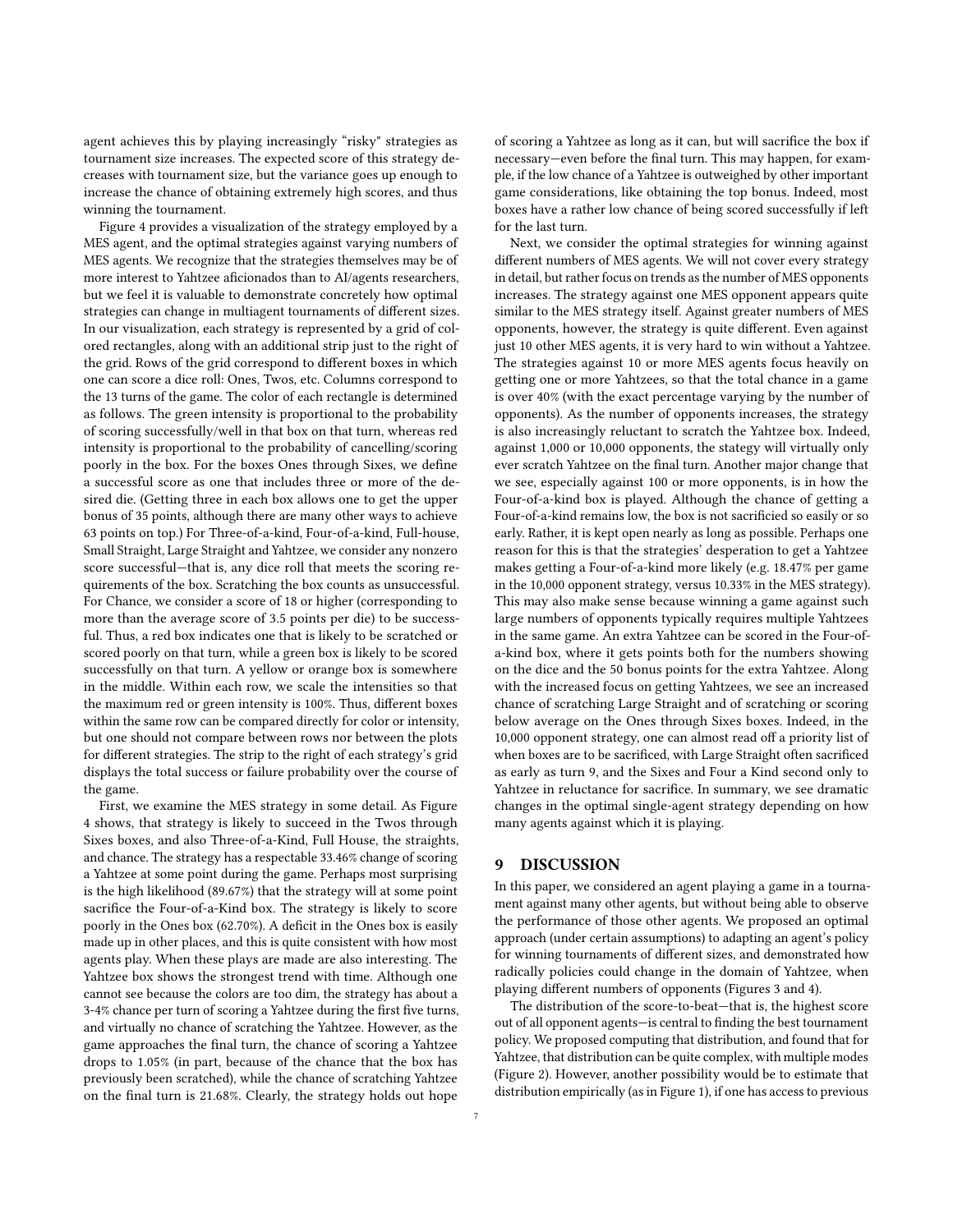agent achieves this by playing increasingly "risky" strategies as tournament size increases. The expected score of this strategy decreases with tournament size, but the variance goes up enough to increase the chance of obtaining extremely high scores, and thus winning the tournament.

Figure 4 provides a visualization of the strategy employed by a MES agent, and the optimal strategies against varying numbers of MES agents. We recognize that the strategies themselves may be of more interest to Yahtzee aficionados than to AI/agents researchers, but we feel it is valuable to demonstrate concretely how optimal strategies can change in multiagent tournaments of different sizes. In our visualization, each strategy is represented by a grid of colored rectangles, along with an additional strip just to the right of the grid. Rows of the grid correspond to different boxes in which one can score a dice roll: Ones, Twos, etc. Columns correspond to the 13 turns of the game. The color of each rectangle is determined as follows. The green intensity is proportional to the probability of scoring successfully/well in that box on that turn, whereas red intensity is proportional to the probability of cancelling/scoring poorly in the box. For the boxes Ones through Sixes, we define a successful score as one that includes three or more of the desired die. (Getting three in each box allows one to get the upper bonus of 35 points, although there are many other ways to achieve 63 points on top.) For Three-of-a-kind, Four-of-a-kind, Full-house, Small Straight, Large Straight and Yahtzee, we consider any nonzero score successful—that is, any dice roll that meets the scoring requirements of the box. Scratching the box counts as unsuccessful. For Chance, we consider a score of 18 or higher (corresponding to more than the average score of 3.5 points per die) to be successful. Thus, a red box indicates one that is likely to be scratched or scored poorly on that turn, while a green box is likely to be scored successfully on that turn. A yellow or orange box is somewhere in the middle. Within each row, we scale the intensities so that the maximum red or green intensity is 100%. Thus, different boxes within the same row can be compared directly for color or intensity, but one should not compare between rows nor between the plots for different strategies. The strip to the right of each strategy's grid displays the total success or failure probability over the course of the game.

First, we examine the MES strategy in some detail. As Figure 4 shows, that strategy is likely to succeed in the Twos through Sixes boxes, and also Three-of-a-Kind, Full House, the straights, and chance. The strategy has a respectable 33.46% change of scoring a Yahtzee at some point during the game. Perhaps most surprising is the high likelihood (89.67%) that the strategy will at some point sacrifice the Four-of-a-Kind box. The strategy is likely to score poorly in the Ones box (62.70%). A deficit in the Ones box is easily made up in other places, and this is quite consistent with how most agents play. When these plays are made are also interesting. The Yahtzee box shows the strongest trend with time. Although one cannot see because the colors are too dim, the strategy has about a 3-4% chance per turn of scoring a Yahtzee during the first five turns, and virtually no chance of scratching the Yahtzee. However, as the game approaches the final turn, the chance of scoring a Yahtzee drops to 1.05% (in part, because of the chance that the box has previously been scratched), while the chance of scratching Yahtzee on the final turn is 21.68%. Clearly, the strategy holds out hope of scoring a Yahtzee as long as it can, but will sacrifice the box if necessary—even before the final turn. This may happen, for example, if the low chance of a Yahtzee is outweighed by other important game considerations, like obtaining the top bonus. Indeed, most boxes have a rather low chance of being scored successfully if left for the last turn.

Next, we consider the optimal strategies for winning against different numbers of MES agents. We will not cover every strategy in detail, but rather focus on trends as the number of MES opponents increases. The strategy against one MES opponent appears quite similar to the MES strategy itself. Against greater numbers of MES opponents, however, the strategy is quite different. Even against just 10 other MES agents, it is very hard to win without a Yahtzee. The strategies against 10 or more MES agents focus heavily on getting one or more Yahtzees, so that the total chance in a game is over 40% (with the exact percentage varying by the number of opponents). As the number of opponents increases, the strategy is also increasingly reluctant to scratch the Yahtzee box. Indeed, against 1,000 or 10,000 opponents, the stategy will virtually only ever scratch Yahtzee on the final turn. Another major change that we see, especially against 100 or more opponents, is in how the Four-of-a-kind box is played. Although the chance of getting a Four-of-a-kind remains low, the box is not sacrificied so easily or so early. Rather, it is kept open nearly as long as possible. Perhaps one reason for this is that the strategies' desperation to get a Yahtzee makes getting a Four-of-a-kind more likely (e.g. 18.47% per game in the 10,000 opponent strategy, versus 10.33% in the MES strategy). This may also make sense because winning a game against such large numbers of opponents typically requires multiple Yahtzees in the same game. An extra Yahtzee can be scored in the Four-of-a-kind box, where it gets points both for the numbers showing on the dice and the 50 bonus points for the extra Yahtzee. Along with the increased focus on getting Yahtzees, we see an increased chance of scratching Large Straight and of scratching or scoring below average on the Ones through Sixes boxes. Indeed, in the 10,000 opponent strategy, one can almost read off a priority list of when boxes are to be sacrificed, with Large Straight often sacrificed as early as turn 9, and the Sixes and Four a Kind second only to Yahtzee in reluctance for sacrifice. In summary, we see dramatic changes in the optimal single-agent strategy depending on how many agents against which it is playing.

## 9 DISCUSSION

In this paper, we considered an agent playing a game in a tournament against many other agents, but without being able to observe the performance of those other agents. We proposed an optimal approach (under certain assumptions) to adapting an agent's policy for winning tournaments of different sizes, and demonstrated how radically policies could change in the domain of Yahtzee, when playing different numbers of opponents (Figures 3 and 4).

The distribution of the score-to-beat—that is, the highest score out of all opponent agents—is central to finding the best tournament policy. We proposed computing that distribution, and found that for Yahtzee, that distribution can be quite complex, with multiple modes (Figure 2). However, another possibility would be to estimate that distribution empirically (as in Figure 1), if one has access to previous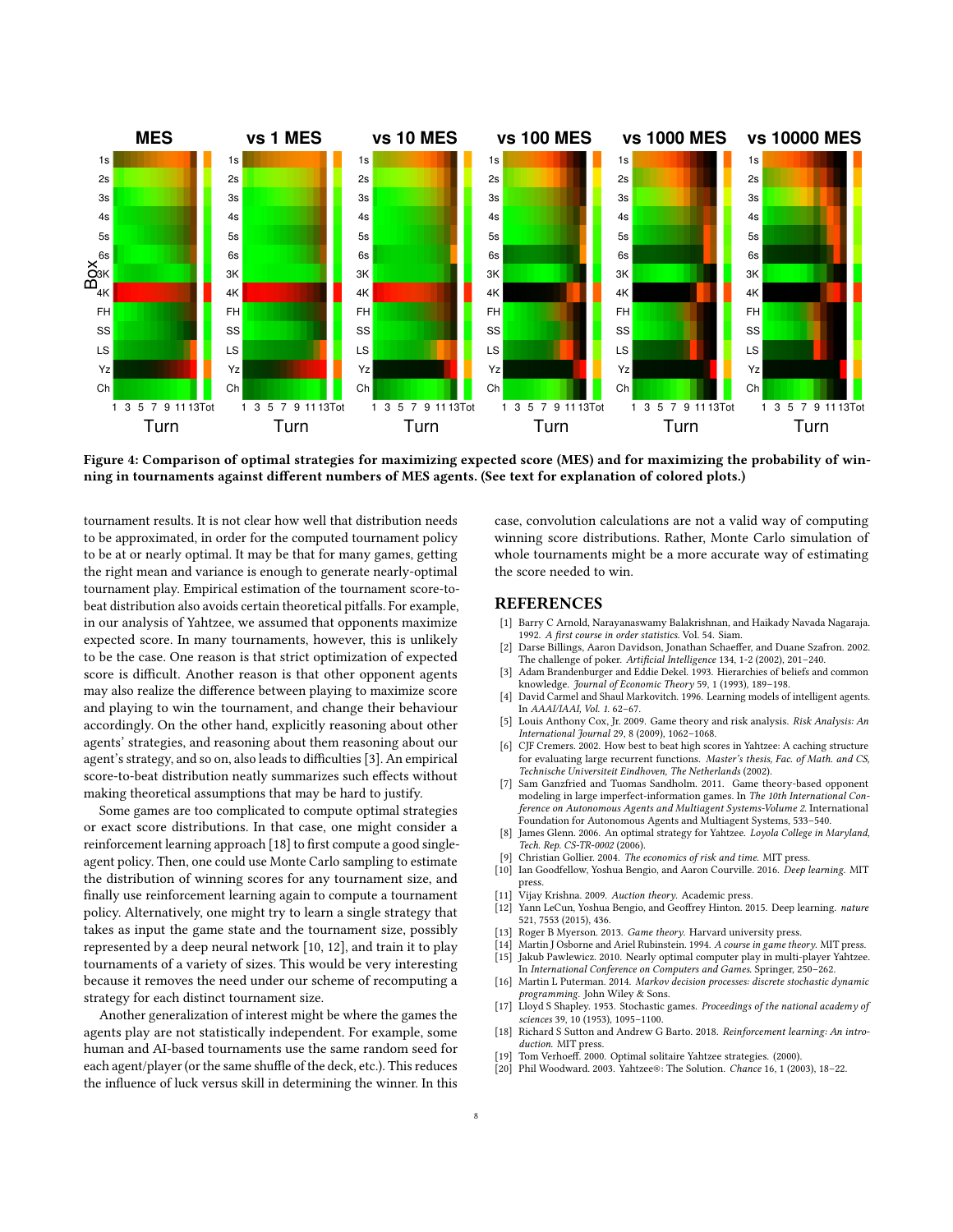MES

vs 1 MES

vs 10 MES

vs 100 MES

vs 1000 MES

vs 10000 MES

Box

1s 2s 3s 4s 5s 6s 3K 4K FH SS LS Yz Ch

1 3 5 7 9 11 13 Tot

Turn

**Figure 4: Comparison of optimal strategies for maximizing expected score (MES) and for maximizing the probability of winning in tournaments against different numbers of MES agents. (See text for explanation of colored plots.)**

tournament results. It is not clear how well that distribution needs to be approximated, in order for the computed tournament policy to be at or nearly optimal. It may be that for many games, getting the right mean and variance is enough to generate nearly-optimal tournament play. Empirical estimation of the tournament score-to-beat distribution also avoids certain theoretical pitfalls. For example, in our analysis of Yahtzee, we assumed that opponents maximize expected score. In many tournaments, however, this is unlikely to be the case. One reason is that strict optimization of expected score is difficult. Another reason is that other opponent agents may also realize the difference between playing to maximize score and playing to win the tournament, and change their behaviour accordingly. On the other hand, explicitly reasoning about other agents' strategies, and reasoning about them reasoning about our agent's strategy, and so on, also leads to difficulties [3]. An empirical score-to-beat distribution neatly summarizes such effects without making theoretical assumptions that may be hard to justify.

Some games are too complicated to compute optimal strategies or exact score distributions. In that case, one might consider a reinforcement learning approach [18] to first compute a good single-agent policy. Then, one could use Monte Carlo sampling to estimate the distribution of winning scores for any tournament size, and finally use reinforcement learning again to compute a tournament policy. Alternatively, one might try to learn a single strategy that takes as input the game state and the tournament size, possibly represented by a deep neural network [10, 12], and train it to play tournaments of a variety of sizes. This would be very interesting because it removes the need under our scheme of recomputing a strategy for each distinct tournament size.

Another generalization of interest might be where the games the agents play are not statistically independent. For example, some human and AI-based tournaments use the same random seed for each agent/player (or the same shuffle of the deck, etc.). This reduces the influence of luck versus skill in determining the winner. In this case, convolution calculations are not a valid way of computing winning score distributions. Rather, Monte Carlo simulation of whole tournaments might be a more accurate way of estimating the score needed to win.

## REFERENCES

[1] Barry C Arnold, Narayanaswamy Balakrishnan, and Haikady Navada Nagaraja. 1992. *A first course in order statistics*. Vol. 54. Siam.

[2] Darse Billings, Aaron Davidson, Jonathan Schaeffer, and Duane Szafron. 2002. The challenge of poker. *Artificial Intelligence* 134, 1-2 (2002), 201–240.

[3] Adam Brandenburger and Eddie Dekel. 1993. Hierarchies of beliefs and common knowledge. *Journal of Economic Theory* 59, 1 (1993), 189–198.

[4] David Carmel and Shaul Markovitch. 1996. Learning models of intelligent agents. In *AAAI/IAAI, Vol. 1*. 62–67.

[5] Louis Anthony Cox, Jr. 2009. Game theory and risk analysis. *Risk Analysis: An International Journal* 29, 8 (2009), 1062–1068.

[6] CJF Cremers. 2002. How best to beat high scores in Yahtzee: A caching structure for evaluating large recurrent functions. *Master's thesis, Fac. of Math. and CS, Technische Universiteit Eindhoven, The Netherlands* (2002).

[7] Sam Ganzfried and Tuomas Sandholm. 2011. Game theory-based opponent modeling in large imperfect-information games. In *The 10th International Conference on Autonomous Agents and Multiagent Systems-Volume 2*. International Foundation for Autonomous Agents and Multiagent Systems, 533–540.

[8] James Glenn. 2006. An optimal strategy for Yahtzee. *Loyola College in Maryland, Tech. Rep. CS-TR-0002* (2006).

[9] Christian Gollier. 2004. *The economics of risk and time*. MIT press.

[10] Ian Goodfellow, Yoshua Bengio, and Aaron Courville. 2016. *Deep learning*. MIT press.

[11] Vijay Krishna. 2009. *Auction theory*. Academic press.

[12] Yann LeCun, Yoshua Bengio, and Geoffrey Hinton. 2015. Deep learning. *nature* 521, 7553 (2015), 436.

[13] Roger B Myerson. 2013. *Game theory*. Harvard university press.

[14] Martin J Osborne and Ariel Rubinstein. 1994. *A course in game theory*. MIT press.

[15] Jakub Pawlewicz. 2010. Nearly optimal computer play in multi-player Yahtzee. In *International Conference on Computers and Games*. Springer, 250–262.

[16] Martin L Puterman. 2014. *Markov decision processes: discrete stochastic dynamic programming*. John Wiley & Sons.

[17] Lloyd S Shapley. 1953. Stochastic games. *Proceedings of the national academy of sciences* 39, 10 (1953), 1095–1100.

[18] Richard S Sutton and Andrew G Barto. 2018. *Reinforcement learning: An introduction*. MIT press.

[19] Tom Verhoeff. 2000. Optimal solitaire Yahtzee strategies. (2000).

[20] Phil Woodward. 2003. Yahtzee®: The Solution. *Chance* 16, 1 (2003), 18–22.